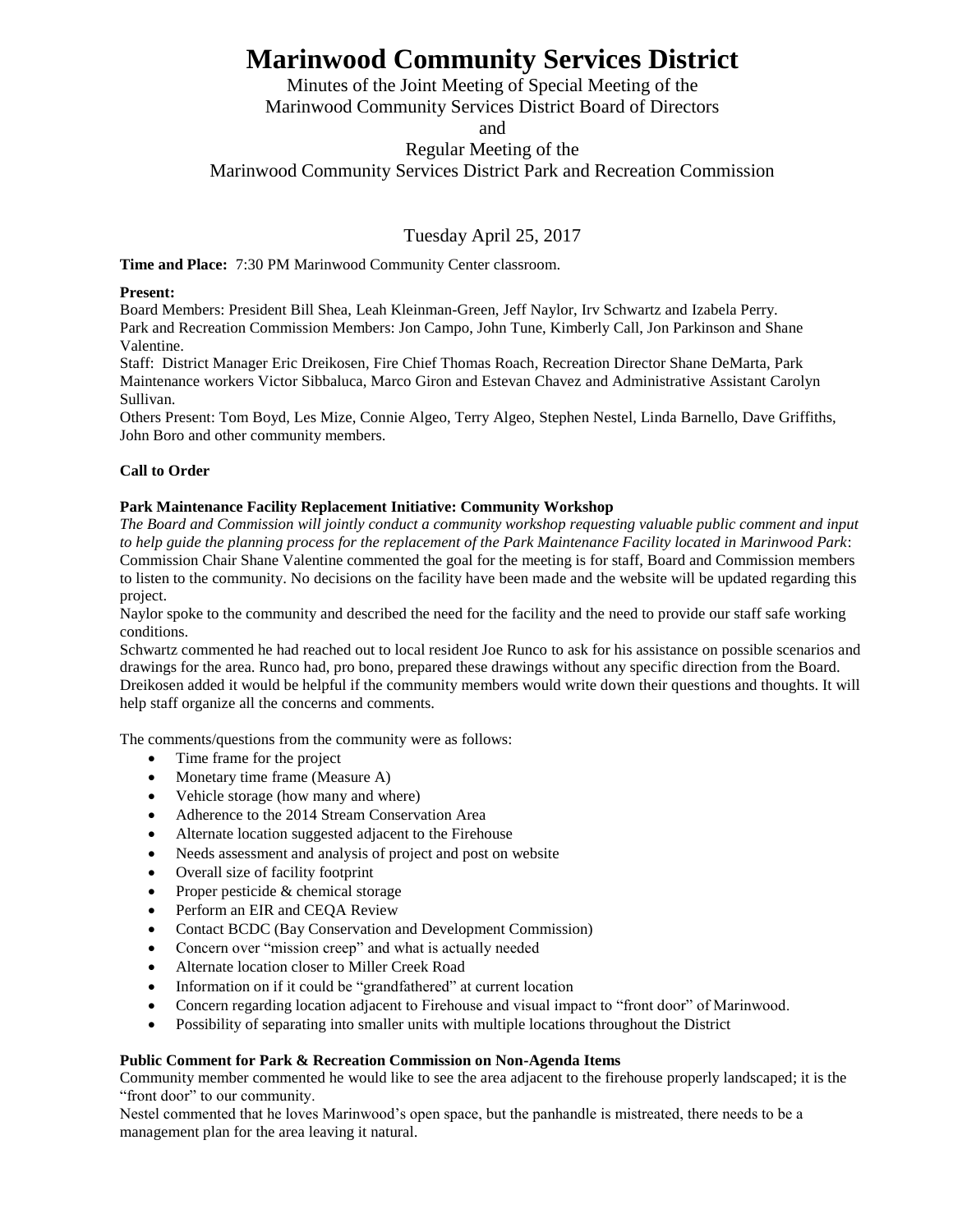# Marinwood Community Services District

Minutes of the Joint Meeting of Special Meeting of the
Marinwood Community Services District Board of Directors
and
Regular Meeting of the
Marinwood Community Services District Park and Recreation Commission

Tuesday April 25, 2017

**Time and Place:** 7:30 PM Marinwood Community Center classroom.

**Present:**
Board Members: President Bill Shea, Leah Kleinman-Green, Jeff Naylor, Irv Schwartz and Izabela Perry.
Park and Recreation Commission Members: Jon Campo, John Tune, Kimberly Call, Jon Parkinson and Shane Valentine.
Staff: District Manager Eric Dreikosen, Fire Chief Thomas Roach, Recreation Director Shane DeMarta, Park Maintenance workers Victor Sibbaluca, Marco Giron and Estevan Chavez and Administrative Assistant Carolyn Sullivan.
Others Present: Tom Boyd, Les Mize, Connie Algeo, Terry Algeo, Stephen Nestel, Linda Barnello, Dave Griffiths, John Boro and other community members.

**Call to Order**

**Park Maintenance Facility Replacement Initiative: Community Workshop**
*The Board and Commission will jointly conduct a community workshop requesting valuable public comment and input to help guide the planning process for the replacement of the Park Maintenance Facility located in Marinwood Park*:
Commission Chair Shane Valentine commented the goal for the meeting is for staff, Board and Commission members to listen to the community. No decisions on the facility have been made and the website will be updated regarding this project.
Naylor spoke to the community and described the need for the facility and the need to provide our staff safe working conditions.
Schwartz commented he had reached out to local resident Joe Runco to ask for his assistance on possible scenarios and drawings for the area. Runco had, pro bono, prepared these drawings without any specific direction from the Board.
Dreikosen added it would be helpful if the community members would write down their questions and thoughts. It will help staff organize all the concerns and comments.

The comments/questions from the community were as follows:

- Time frame for the project
- Monetary time frame (Measure A)
- Vehicle storage (how many and where)
- Adherence to the 2014 Stream Conservation Area
- Alternate location suggested adjacent to the Firehouse
- Needs assessment and analysis of project and post on website
- Overall size of facility footprint
- Proper pesticide & chemical storage
- Perform an EIR and CEQA Review
- Contact BCDC (Bay Conservation and Development Commission)
- Concern over "mission creep" and what is actually needed
- Alternate location closer to Miller Creek Road
- Information on if it could be "grandfathered" at current location
- Concern regarding location adjacent to Firehouse and visual impact to "front door" of Marinwood.
- Possibility of separating into smaller units with multiple locations throughout the District

**Public Comment for Park & Recreation Commission on Non-Agenda Items**
Community member commented he would like to see the area adjacent to the firehouse properly landscaped; it is the "front door" to our community.
Nestel commented that he loves Marinwood's open space, but the panhandle is mistreated, there needs to be a management plan for the area leaving it natural.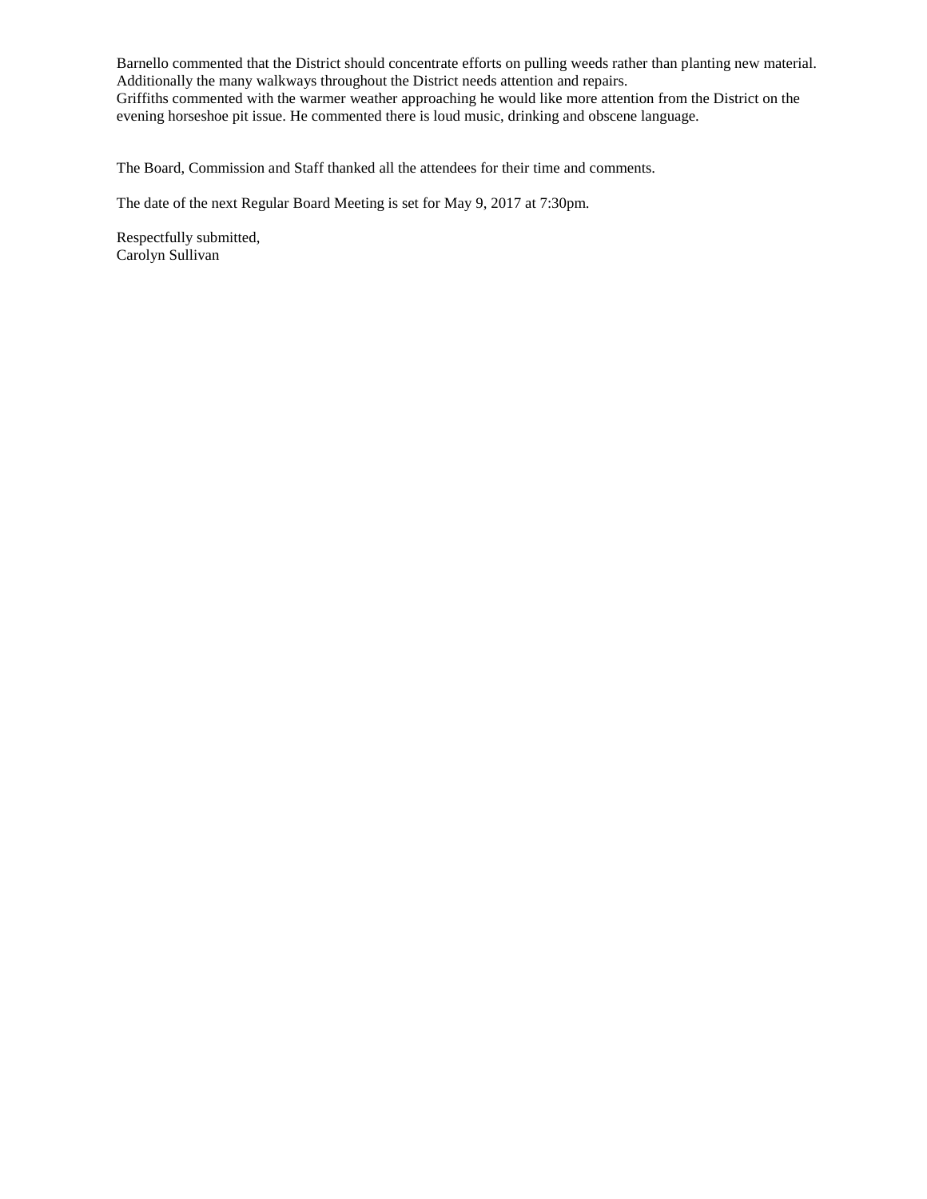Barnello commented that the District should concentrate efforts on pulling weeds rather than planting new material. Additionally the many walkways throughout the District needs attention and repairs.
Griffiths commented with the warmer weather approaching he would like more attention from the District on the evening horseshoe pit issue. He commented there is loud music, drinking and obscene language.

The Board, Commission and Staff thanked all the attendees for their time and comments.

The date of the next Regular Board Meeting is set for May 9, 2017 at 7:30pm.

Respectfully submitted,
Carolyn Sullivan